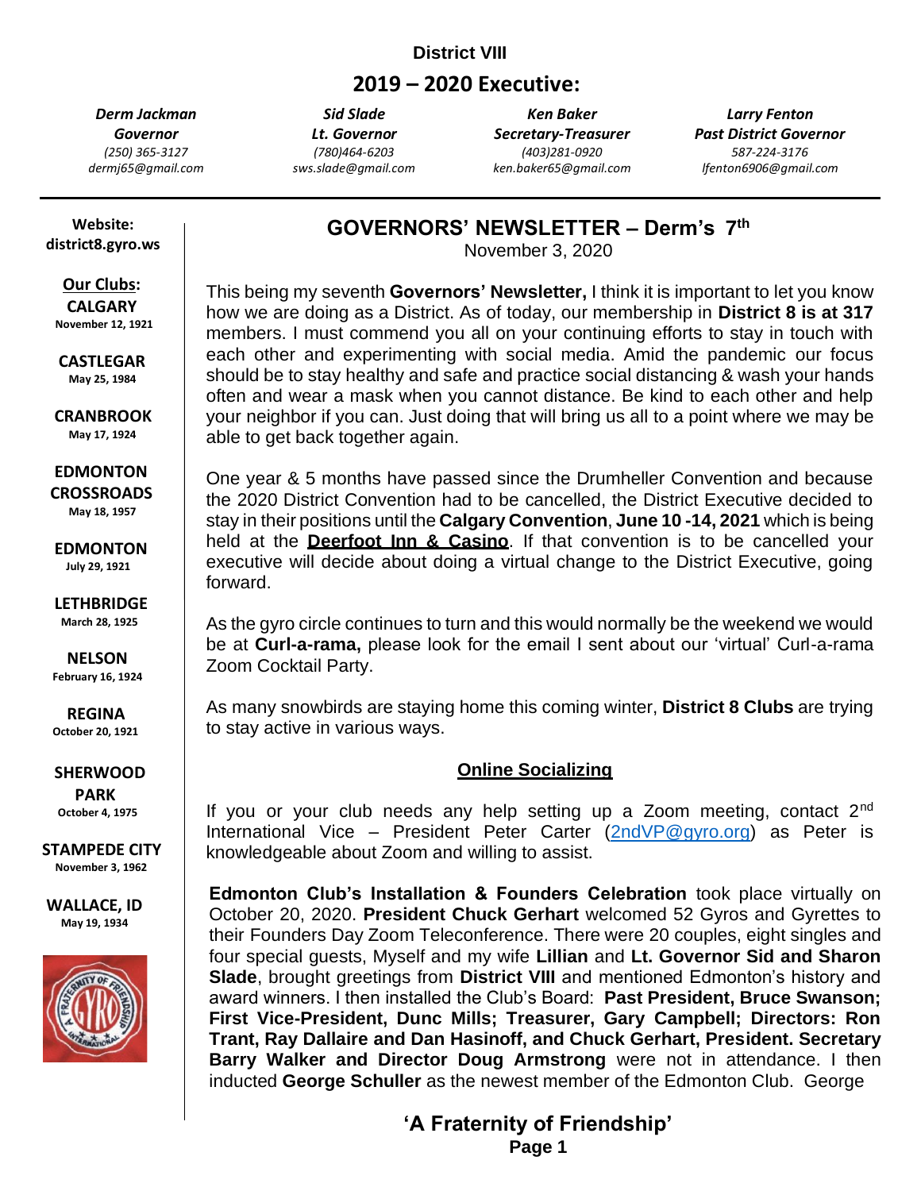**District VIII**

## 2019 – 2020 Executive:

| ***Derm Jackman*** | ***Sid Slade*** | ***Ken Baker*** | ***Larry Fenton*** |
|---|---|---|---|
| ***Governor*** | ***Lt. Governor*** | ***Secretary-Treasurer*** | ***Past District Governor*** |
| *(250) 365-3127* | *(780)464-6203* | *(403)281-0920* | *587-224-3176* |
| *dermj65@gmail.com* | *sws.slade@gmail.com* | *ken.baker65@gmail.com* | *lfenton6906@gmail.com* |

**Website:**
**district8.gyro.ws**

**Our Clubs:**

**CALGARY**
November 12, 1921

**CASTLEGAR**
May 25, 1984

**CRANBROOK**
May 17, 1924

**EDMONTON CROSSROADS**
May 18, 1957

**EDMONTON**
July 29, 1921

**LETHBRIDGE**
March 28, 1925

**NELSON**
February 16, 1924

**REGINA**
October 20, 1921

**SHERWOOD PARK**
October 4, 1975

**STAMPEDE CITY**
November 3, 1962

**WALLACE, ID**
May 19, 1934

# GOVERNORS' NEWSLETTER – Derm's 7th

November 3, 2020

This being my seventh **Governors' Newsletter,** I think it is important to let you know how we are doing as a District. As of today, our membership in **District 8 is at 317** members. I must commend you all on your continuing efforts to stay in touch with each other and experimenting with social media. Amid the pandemic our focus should be to stay healthy and safe and practice social distancing & wash your hands often and wear a mask when you cannot distance. Be kind to each other and help your neighbor if you can. Just doing that will bring us all to a point where we may be able to get back together again.

One year & 5 months have passed since the Drumheller Convention and because the 2020 District Convention had to be cancelled, the District Executive decided to stay in their positions until the **Calgary Convention**, **June 10 -14, 2021** which is being held at the **Deerfoot Inn & Casino**. If that convention is to be cancelled your executive will decide about doing a virtual change to the District Executive, going forward.

As the gyro circle continues to turn and this would normally be the weekend we would be at **Curl-a-rama,** please look for the email I sent about our 'virtual' Curl-a-rama Zoom Cocktail Party.

As many snowbirds are staying home this coming winter, **District 8 Clubs** are trying to stay active in various ways.

### Online Socializing

If you or your club needs any help setting up a Zoom meeting, contact 2nd International Vice – President Peter Carter (2ndVP@gyro.org) as Peter is knowledgeable about Zoom and willing to assist.

**Edmonton Club's Installation & Founders Celebration** took place virtually on October 20, 2020. **President Chuck Gerhart** welcomed 52 Gyros and Gyrettes to their Founders Day Zoom Teleconference. There were 20 couples, eight singles and four special guests, Myself and my wife **Lillian** and **Lt. Governor Sid and Sharon Slade**, brought greetings from **District VIII** and mentioned Edmonton's history and award winners. I then installed the Club's Board: **Past President, Bruce Swanson; First Vice-President, Dunc Mills; Treasurer, Gary Campbell; Directors: Ron Trant, Ray Dallaire and Dan Hasinoff, and Chuck Gerhart, President. Secretary Barry Walker and Director Doug Armstrong** were not in attendance. I then inducted **George Schuller** as the newest member of the Edmonton Club. George

**'A Fraternity of Friendship'**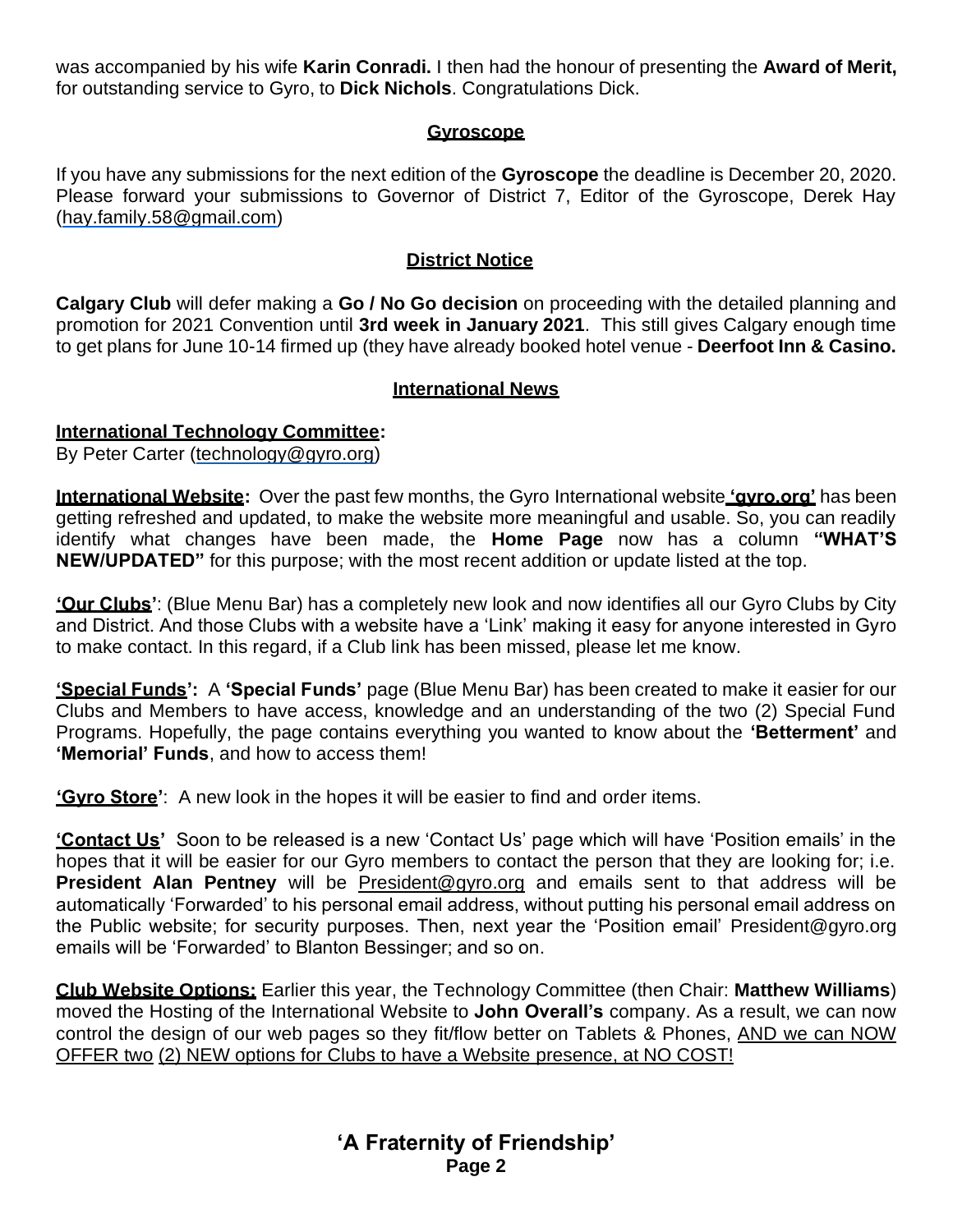was accompanied by his wife **Karin Conradi.** I then had the honour of presenting the **Award of Merit,** for outstanding service to Gyro, to **Dick Nichols**. Congratulations Dick.

## Gyroscope

If you have any submissions for the next edition of the **Gyroscope** the deadline is December 20, 2020. Please forward your submissions to Governor of District 7, Editor of the Gyroscope, Derek Hay (hay.family.58@gmail.com)

## District Notice

**Calgary Club** will defer making a **Go / No Go decision** on proceeding with the detailed planning and promotion for 2021 Convention until **3rd week in January 2021**. This still gives Calgary enough time to get plans for June 10-14 firmed up (they have already booked hotel venue - **Deerfoot Inn & Casino.**

## International News

**International Technology Committee:**
By Peter Carter (technology@gyro.org)

**International Website:** Over the past few months, the Gyro International website **'gyro.org'** has been getting refreshed and updated, to make the website more meaningful and usable. So, you can readily identify what changes have been made, the **Home Page** now has a column **"WHAT'S NEW/UPDATED"** for this purpose; with the most recent addition or update listed at the top.

**'Our Clubs'**: (Blue Menu Bar) has a completely new look and now identifies all our Gyro Clubs by City and District. And those Clubs with a website have a 'Link' making it easy for anyone interested in Gyro to make contact. In this regard, if a Club link has been missed, please let me know.

**'Special Funds':** A **'Special Funds'** page (Blue Menu Bar) has been created to make it easier for our Clubs and Members to have access, knowledge and an understanding of the two (2) Special Fund Programs. Hopefully, the page contains everything you wanted to know about the **'Betterment'** and **'Memorial' Funds**, and how to access them!

**'Gyro Store'**: A new look in the hopes it will be easier to find and order items.

**'Contact Us'** Soon to be released is a new 'Contact Us' page which will have 'Position emails' in the hopes that it will be easier for our Gyro members to contact the person that they are looking for; i.e. **President Alan Pentney** will be President@gyro.org and emails sent to that address will be automatically 'Forwarded' to his personal email address, without putting his personal email address on the Public website; for security purposes. Then, next year the 'Position email' President@gyro.org emails will be 'Forwarded' to Blanton Bessinger; and so on.

**Club Website Options:** Earlier this year, the Technology Committee (then Chair: **Matthew Williams**) moved the Hosting of the International Website to **John Overall's** company. As a result, we can now control the design of our web pages so they fit/flow better on Tablets & Phones, AND we can NOW OFFER two (2) NEW options for Clubs to have a Website presence, at NO COST!

**'A Fraternity of Friendship'**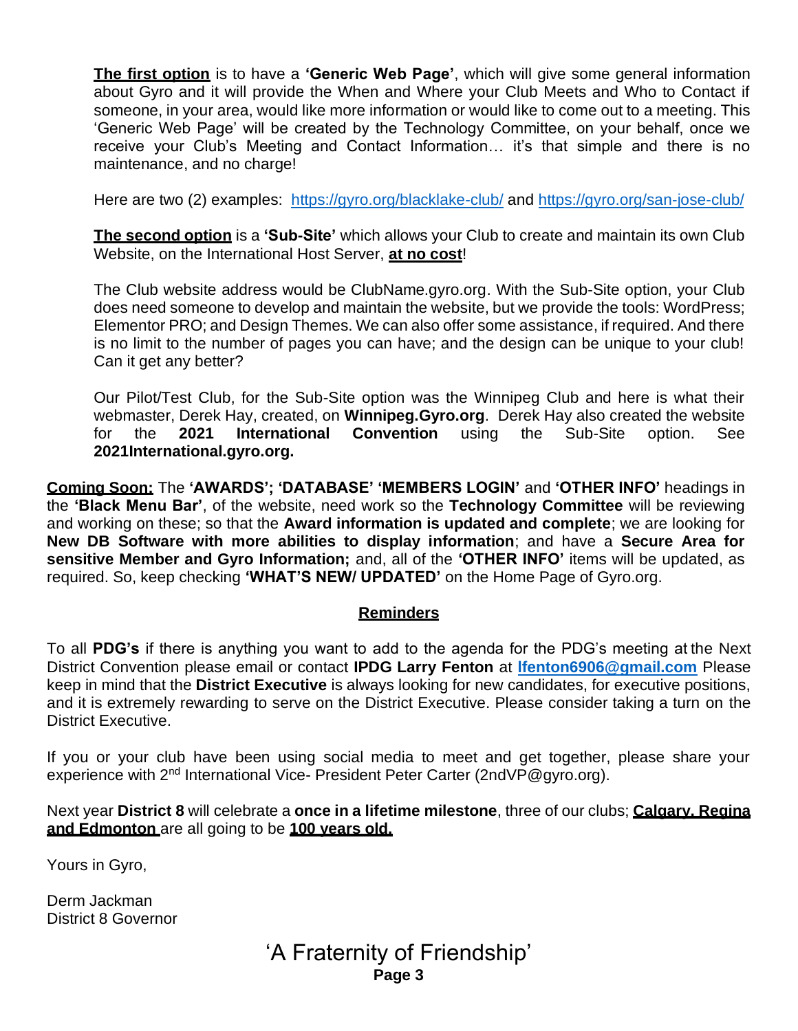**The first option** is to have a **'Generic Web Page'**, which will give some general information about Gyro and it will provide the When and Where your Club Meets and Who to Contact if someone, in your area, would like more information or would like to come out to a meeting. This 'Generic Web Page' will be created by the Technology Committee, on your behalf, once we receive your Club's Meeting and Contact Information… it's that simple and there is no maintenance, and no charge!

Here are two (2) examples: https://gyro.org/blacklake-club/ and https://gyro.org/san-jose-club/

**The second option** is a **'Sub-Site'** which allows your Club to create and maintain its own Club Website, on the International Host Server, **at no cost**!

The Club website address would be ClubName.gyro.org. With the Sub-Site option, your Club does need someone to develop and maintain the website, but we provide the tools: WordPress; Elementor PRO; and Design Themes. We can also offer some assistance, if required. And there is no limit to the number of pages you can have; and the design can be unique to your club! Can it get any better?

Our Pilot/Test Club, for the Sub-Site option was the Winnipeg Club and here is what their webmaster, Derek Hay, created, on **Winnipeg.Gyro.org**. Derek Hay also created the website for the **2021 International Convention** using the Sub-Site option. See **2021International.gyro.org.**

**Coming Soon:** The **'AWARDS'; 'DATABASE' 'MEMBERS LOGIN'** and **'OTHER INFO'** headings in the **'Black Menu Bar'**, of the website, need work so the **Technology Committee** will be reviewing and working on these; so that the **Award information is updated and complete**; we are looking for **New DB Software with more abilities to display information**; and have a **Secure Area for sensitive Member and Gyro Information;** and, all of the **'OTHER INFO'** items will be updated, as required. So, keep checking **'WHAT'S NEW/ UPDATED'** on the Home Page of Gyro.org.

## Reminders

To all **PDG's** if there is anything you want to add to the agenda for the PDG's meeting at the Next District Convention please email or contact **IPDG Larry Fenton** at **lfenton6906@gmail.com** Please keep in mind that the **District Executive** is always looking for new candidates, for executive positions, and it is extremely rewarding to serve on the District Executive. Please consider taking a turn on the District Executive.

If you or your club have been using social media to meet and get together, please share your experience with 2nd International Vice- President Peter Carter (2ndVP@gyro.org).

Next year **District 8** will celebrate a **once in a lifetime milestone**, three of our clubs; **Calgary, Regina and Edmonton** are all going to be **100 years old.**

Yours in Gyro,

Derm Jackman
District 8 Governor

'A Fraternity of Friendship'